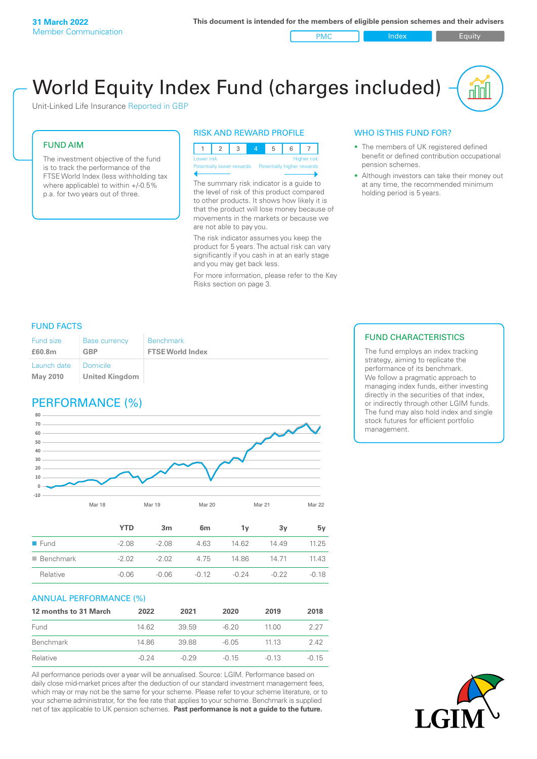**31 March 2022**
Member Communication

**This document is intended for the members of eligible pension schemes and their advisers**

PMC | Index | Equity

# World Equity Index Fund (charges included)

Unit-Linked Life Insurance Reported in GBP

## FUND AIM

The investment objective of the fund is to track the performance of the FTSE World Index (less withholding tax where applicable) to within +/-0.5% p.a. for two years out of three.

## RISK AND REWARD PROFILE

| 1 | 2 | 3 | 4 | 5 | 6 | 7 |
|---|---|---|---|---|---|---|

Lower risk — Higher risk
Potentially lower rewards — Potentially higher rewards

The summary risk indicator is a guide to the level of risk of this product compared to other products. It shows how likely it is that the product will lose money because of movements in the markets or because we are not able to pay you.

The risk indicator assumes you keep the product for 5 years. The actual risk can vary significantly if you cash in at an early stage and you may get back less.

For more information, please refer to the Key Risks section on page 3.

## WHO IS THIS FUND FOR?

- The members of UK registered defined benefit or defined contribution occupational pension schemes.
- Although investors can take their money out at any time, the recommended minimum holding period is 5 years.

## FUND FACTS

| Fund size | Base currency | Benchmark |
|---|---|---|
| **£60.8m** | **GBP** | **FTSE World Index** |
| Launch date | Domicile | |
| **May 2010** | **United Kingdom** | |

## FUND CHARACTERISTICS

The fund employs an index tracking strategy, aiming to replicate the performance of its benchmark. We follow a pragmatic approach to managing index funds, either investing directly in the securities of that index, or indirectly through other LGIM funds. The fund may also hold index and single stock futures for efficient portfolio management.

## PERFORMANCE (%)

| | YTD | 3m | 6m | 1y | 3y | 5y |
|---|---|---|---|---|---|---|
| Fund | -2.08 | -2.08 | 4.63 | 14.62 | 14.49 | 11.25 |
| Benchmark | -2.02 | -2.02 | 4.75 | 14.86 | 14.71 | 11.43 |
| Relative | -0.06 | -0.06 | -0.12 | -0.24 | -0.22 | -0.18 |

## ANNUAL PERFORMANCE (%)

| 12 months to 31 March | 2022 | 2021 | 2020 | 2019 | 2018 |
|---|---|---|---|---|---|
| Fund | 14.62 | 39.59 | -6.20 | 11.00 | 2.27 |
| Benchmark | 14.86 | 39.88 | -6.05 | 11.13 | 2.42 |
| Relative | -0.24 | -0.29 | -0.15 | -0.13 | -0.15 |

All performance periods over a year will be annualised. Source: LGIM. Performance based on daily close mid-market prices after the deduction of our standard investment management fees, which may or may not be the same for your scheme. Please refer to your scheme literature, or to your scheme administrator, for the fee rate that applies to your scheme. Benchmark is supplied net of tax applicable to UK pension schemes. **Past performance is not a guide to the future.**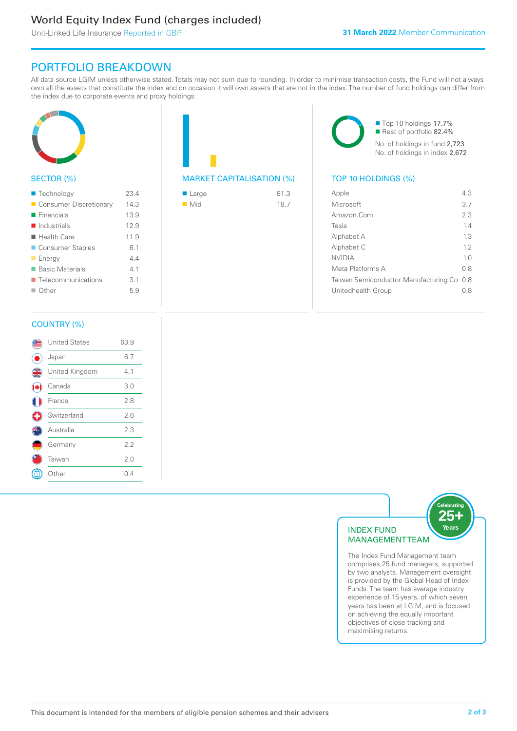# World Equity Index Fund (charges included)

Unit-Linked Life Insurance Reported in GBP

**31 March 2022** Member Communication

## PORTFOLIO BREAKDOWN

All data source LGIM unless otherwise stated. Totals may not sum due to rounding. In order to minimise transaction costs, the Fund will not always own all the assets that constitute the index and on occasion it will own assets that are not in the index. The number of fund holdings can differ from the index due to corporate events and proxy holdings.

### SECTOR (%)

| Sector | % |
|---|---|
| Technology | 23.4 |
| Consumer Discretionary | 14.3 |
| Financials | 13.9 |
| Industrials | 12.9 |
| Health Care | 11.9 |
| Consumer Staples | 6.1 |
| Energy | 4.4 |
| Basic Materials | 4.1 |
| Telecommunications | 3.1 |
| Other | 5.9 |

### MARKET CAPITALISATION (%)

| Market Cap | % |
|---|---|
| Large | 81.3 |
| Mid | 18.7 |

Top 10 holdings 17.7%
Rest of portfolio 82.4%
No. of holdings in fund 2,723
No. of holdings in index 2,672

### TOP 10 HOLDINGS (%)

| Holding | % |
|---|---|
| Apple | 4.3 |
| Microsoft | 3.7 |
| Amazon.Com | 2.3 |
| Tesla | 1.4 |
| Alphabet A | 1.3 |
| Alphabet C | 1.2 |
| NVIDIA | 1.0 |
| Meta Platforms A | 0.8 |
| Taiwan Semiconductor Manufacturing Co | 0.8 |
| Unitedhealth Group | 0.8 |

### COUNTRY (%)

| Country | % |
|---|---|
| United States | 63.9 |
| Japan | 6.7 |
| United Kingdom | 4.1 |
| Canada | 3.0 |
| France | 2.8 |
| Switzerland | 2.6 |
| Australia | 2.3 |
| Germany | 2.2 |
| Taiwan | 2.0 |
| Other | 10.4 |

### INDEX FUND MANAGEMENT TEAM

Celebrating 25+ Years

The Index Fund Management team comprises 25 fund managers, supported by two analysts. Management oversight is provided by the Global Head of Index Funds. The team has average industry experience of 15 years, of which seven years has been at LGIM, and is focused on achieving the equally important objectives of close tracking and maximising returns.

This document is intended for the members of eligible pension schemes and their advisers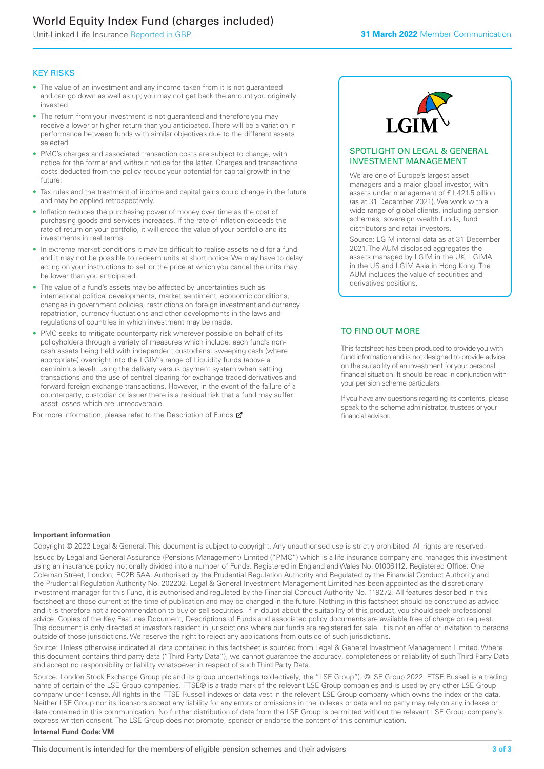## KEY RISKS

- The value of an investment and any income taken from it is not guaranteed and can go down as well as up; you may not get back the amount you originally invested.
- The return from your investment is not guaranteed and therefore you may receive a lower or higher return than you anticipated. There will be a variation in performance between funds with similar objectives due to the different assets selected.
- PMC's charges and associated transaction costs are subject to change, with notice for the former and without notice for the latter. Charges and transactions costs deducted from the policy reduce your potential for capital growth in the future.
- Tax rules and the treatment of income and capital gains could change in the future and may be applied retrospectively.
- Inflation reduces the purchasing power of money over time as the cost of purchasing goods and services increases. If the rate of inflation exceeds the rate of return on your portfolio, it will erode the value of your portfolio and its investments in real terms.
- In extreme market conditions it may be difficult to realise assets held for a fund and it may not be possible to redeem units at short notice. We may have to delay acting on your instructions to sell or the price at which you cancel the units may be lower than you anticipated.
- The value of a fund's assets may be affected by uncertainties such as international political developments, market sentiment, economic conditions, changes in government policies, restrictions on foreign investment and currency repatriation, currency fluctuations and other developments in the laws and regulations of countries in which investment may be made.
- PMC seeks to mitigate counterparty risk wherever possible on behalf of its policyholders through a variety of measures which include: each fund's non-cash assets being held with independent custodians, sweeping cash (where appropriate) overnight into the LGIM's range of Liquidity funds (above a deminimus level), using the delivery versus payment system when settling transactions and the use of central clearing for exchange traded derivatives and forward foreign exchange transactions. However, in the event of the failure of a counterparty, custodian or issuer there is a residual risk that a fund may suffer asset losses which are unrecoverable.

For more information, please refer to the Description of Funds

## SPOTLIGHT ON LEGAL & GENERAL INVESTMENT MANAGEMENT

We are one of Europe's largest asset managers and a major global investor, with assets under management of £1,421.5 billion (as at 31 December 2021). We work with a wide range of global clients, including pension schemes, sovereign wealth funds, fund distributors and retail investors.

Source: LGIM internal data as at 31 December 2021. The AUM disclosed aggregates the assets managed by LGIM in the UK, LGIMA in the US and LGIM Asia in Hong Kong. The AUM includes the value of securities and derivatives positions.

## TO FIND OUT MORE

This factsheet has been produced to provide you with fund information and is not designed to provide advice on the suitability of an investment for your personal financial situation. It should be read in conjunction with your pension scheme particulars.

If you have any questions regarding its contents, please speak to the scheme administrator, trustees or your financial advisor.

**Important information**

Copyright © 2022 Legal & General. This document is subject to copyright. Any unauthorised use is strictly prohibited. All rights are reserved.

Issued by Legal and General Assurance (Pensions Management) Limited ("PMC") which is a life insurance company and manages this investment using an insurance policy notionally divided into a number of Funds. Registered in England and Wales No. 01006112. Registered Office: One Coleman Street, London, EC2R 5AA. Authorised by the Prudential Regulation Authority and Regulated by the Financial Conduct Authority and the Prudential Regulation Authority No. 202202. Legal & General Investment Management Limited has been appointed as the discretionary investment manager for this Fund, it is authorised and regulated by the Financial Conduct Authority No. 119272. All features described in this factsheet are those current at the time of publication and may be changed in the future. Nothing in this factsheet should be construed as advice and it is therefore not a recommendation to buy or sell securities. If in doubt about the suitability of this product, you should seek professional advice. Copies of the Key Features Document, Descriptions of Funds and associated policy documents are available free of charge on request. This document is only directed at investors resident in jurisdictions where our funds are registered for sale. It is not an offer or invitation to persons outside of those jurisdictions. We reserve the right to reject any applications from outside of such jurisdictions.

Source: Unless otherwise indicated all data contained in this factsheet is sourced from Legal & General Investment Management Limited. Where this document contains third party data ("Third Party Data"), we cannot guarantee the accuracy, completeness or reliability of such Third Party Data and accept no responsibility or liability whatsoever in respect of such Third Party Data.

Source: London Stock Exchange Group plc and its group undertakings (collectively, the "LSE Group"). ©LSE Group 2022. FTSE Russell is a trading name of certain of the LSE Group companies. FTSE® is a trade mark of the relevant LSE Group companies and is used by any other LSE Group company under license. All rights in the FTSE Russell indexes or data vest in the relevant LSE Group company which owns the index or the data. Neither LSE Group nor its licensors accept any liability for any errors or omissions in the indexes or data and no party may rely on any indexes or data contained in this communication. No further distribution of data from the LSE Group is permitted without the relevant LSE Group company's express written consent. The LSE Group does not promote, sponsor or endorse the content of this communication.

**Internal Fund Code: VM**

This document is intended for the members of eligible pension schemes and their advisers